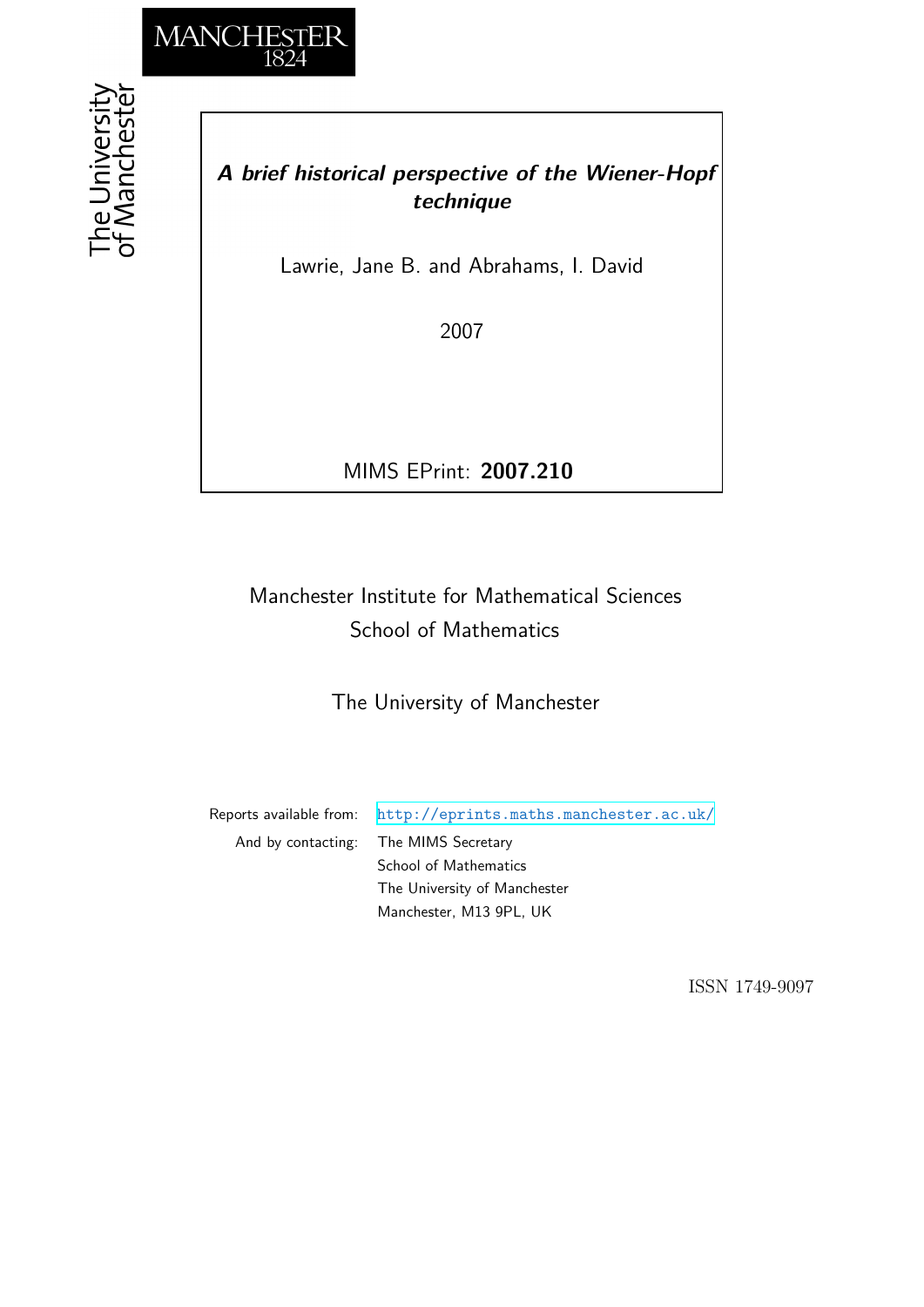MANCHESTER
1824

The University of Manchester

# *A brief historical perspective of the Wiener-Hopf technique*

Lawrie, Jane B. and Abrahams, I. David

2007

MIMS EPrint: **2007.210**

Manchester Institute for Mathematical Sciences
School of Mathematics

The University of Manchester

Reports available from: http://eprints.maths.manchester.ac.uk/
And by contacting: The MIMS Secretary
School of Mathematics
The University of Manchester
Manchester, M13 9PL, UK

ISSN 1749-9097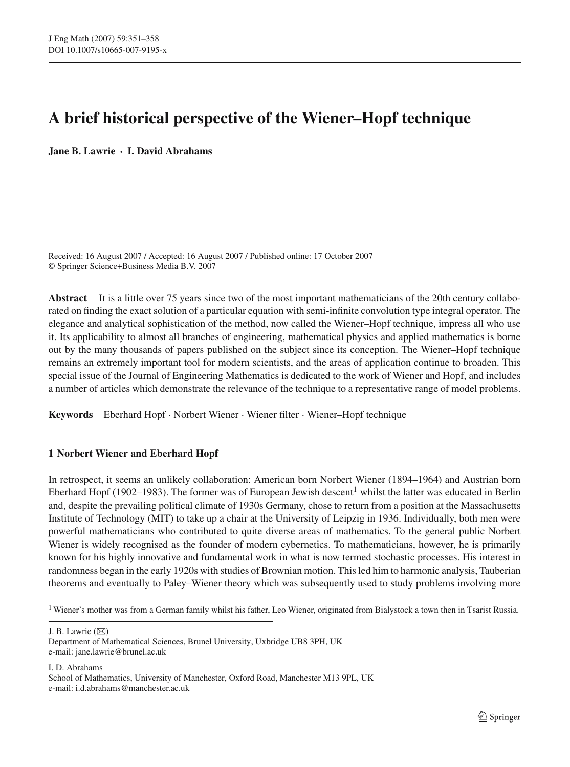# A brief historical perspective of the Wiener–Hopf technique

**Jane B. Lawrie · I. David Abrahams**

Received: 16 August 2007 / Accepted: 16 August 2007 / Published online: 17 October 2007
© Springer Science+Business Media B.V. 2007

**Abstract** It is a little over 75 years since two of the most important mathematicians of the 20th century collaborated on finding the exact solution of a particular equation with semi-infinite convolution type integral operator. The elegance and analytical sophistication of the method, now called the Wiener–Hopf technique, impress all who use it. Its applicability to almost all branches of engineering, mathematical physics and applied mathematics is borne out by the many thousands of papers published on the subject since its conception. The Wiener–Hopf technique remains an extremely important tool for modern scientists, and the areas of application continue to broaden. This special issue of the Journal of Engineering Mathematics is dedicated to the work of Wiener and Hopf, and includes a number of articles which demonstrate the relevance of the technique to a representative range of model problems.

**Keywords** Eberhard Hopf · Norbert Wiener · Wiener filter · Wiener–Hopf technique

## 1 Norbert Wiener and Eberhard Hopf

In retrospect, it seems an unlikely collaboration: American born Norbert Wiener (1894–1964) and Austrian born Eberhard Hopf (1902–1983). The former was of European Jewish descent[1] whilst the latter was educated in Berlin and, despite the prevailing political climate of 1930s Germany, chose to return from a position at the Massachusetts Institute of Technology (MIT) to take up a chair at the University of Leipzig in 1936. Individually, both men were powerful mathematicians who contributed to quite diverse areas of mathematics. To the general public Norbert Wiener is widely recognised as the founder of modern cybernetics. To mathematicians, however, he is primarily known for his highly innovative and fundamental work in what is now termed stochastic processes. His interest in randomness began in the early 1920s with studies of Brownian motion. This led him to harmonic analysis, Tauberian theorems and eventually to Paley–Wiener theory which was subsequently used to study problems involving more

[1] Wiener's mother was from a German family whilst his father, Leo Wiener, originated from Bialystock a town then in Tsarist Russia.

J. B. Lawrie (✉)
Department of Mathematical Sciences, Brunel University, Uxbridge UB8 3PH, UK
e-mail: jane.lawrie@brunel.ac.uk

I. D. Abrahams
School of Mathematics, University of Manchester, Oxford Road, Manchester M13 9PL, UK
e-mail: i.d.abrahams@manchester.ac.uk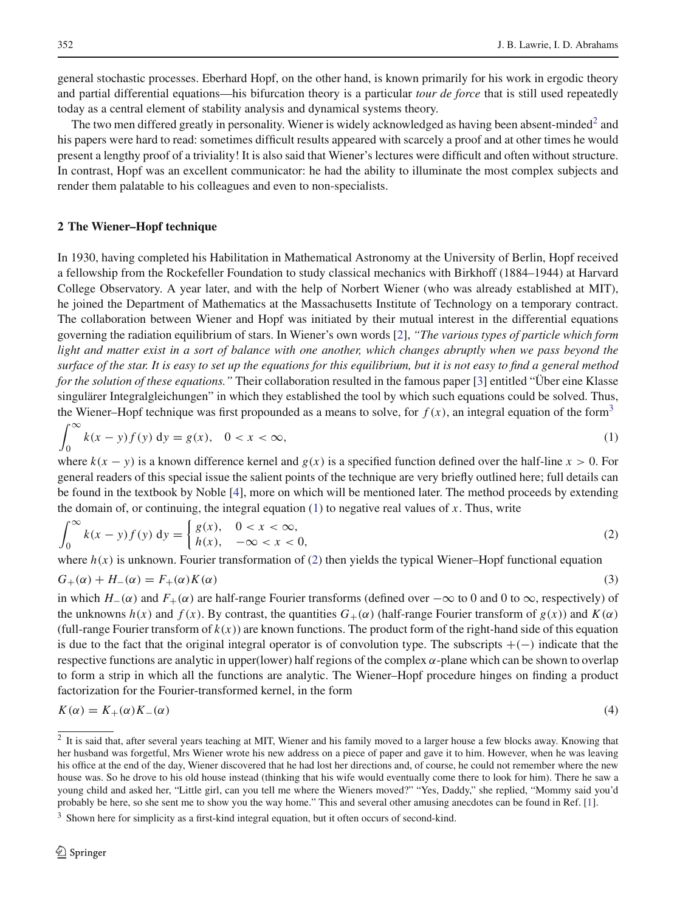general stochastic processes. Eberhard Hopf, on the other hand, is known primarily for his work in ergodic theory and partial differential equations—his bifurcation theory is a particular *tour de force* that is still used repeatedly today as a central element of stability analysis and dynamical systems theory.

The two men differed greatly in personality. Wiener is widely acknowledged as having been absent-minded[2] and his papers were hard to read: sometimes difficult results appeared with scarcely a proof and at other times he would present a lengthy proof of a triviality! It is also said that Wiener's lectures were difficult and often without structure. In contrast, Hopf was an excellent communicator: he had the ability to illuminate the most complex subjects and render them palatable to his colleagues and even to non-specialists.

## 2 The Wiener–Hopf technique

In 1930, having completed his Habilitation in Mathematical Astronomy at the University of Berlin, Hopf received a fellowship from the Rockefeller Foundation to study classical mechanics with Birkhoff (1884–1944) at Harvard College Observatory. A year later, and with the help of Norbert Wiener (who was already established at MIT), he joined the Department of Mathematics at the Massachusetts Institute of Technology on a temporary contract. The collaboration between Wiener and Hopf was initiated by their mutual interest in the differential equations governing the radiation equilibrium of stars. In Wiener's own words [2], *"The various types of particle which form light and matter exist in a sort of balance with one another, which changes abruptly when we pass beyond the surface of the star. It is easy to set up the equations for this equilibrium, but it is not easy to find a general method for the solution of these equations."* Their collaboration resulted in the famous paper [3] entitled "Über eine Klasse singulärer Integralgleichungen" in which they established the tool by which such equations could be solved. Thus, the Wiener–Hopf technique was first propounded as a means to solve, for $f(x)$, an integral equation of the form[3]

$$\int_0^\infty k(x-y)f(y)\,\mathrm{d}y = g(x), \quad 0 < x < \infty, \tag{1}$$

where $k(x-y)$ is a known difference kernel and $g(x)$ is a specified function defined over the half-line $x > 0$. For general readers of this special issue the salient points of the technique are very briefly outlined here; full details can be found in the textbook by Noble [4], more on which will be mentioned later. The method proceeds by extending the domain of, or continuing, the integral equation (1) to negative real values of $x$. Thus, write

$$\int_0^\infty k(x-y)f(y)\,\mathrm{d}y = \begin{cases} g(x), & 0 < x < \infty, \\ h(x), & -\infty < x < 0, \end{cases} \tag{2}$$

where $h(x)$ is unknown. Fourier transformation of (2) then yields the typical Wiener–Hopf functional equation

$$G_+(\alpha) + H_-(\alpha) = F_+(\alpha)K(\alpha) \tag{3}$$

in which $H_-(\alpha)$ and $F_+(\alpha)$ are half-range Fourier transforms (defined over $-\infty$ to 0 and 0 to $\infty$, respectively) of the unknowns $h(x)$ and $f(x)$. By contrast, the quantities $G_+(\alpha)$ (half-range Fourier transform of $g(x)$) and $K(\alpha)$ (full-range Fourier transform of $k(x)$) are known functions. The product form of the right-hand side of this equation is due to the fact that the original integral operator is of convolution type. The subscripts $+(-)$ indicate that the respective functions are analytic in upper(lower) half regions of the complex $\alpha$-plane which can be shown to overlap to form a strip in which all the functions are analytic. The Wiener–Hopf procedure hinges on finding a product factorization for the Fourier-transformed kernel, in the form

$$K(\alpha) = K_+(\alpha)K_-(\alpha) \tag{4}$$

---

[2] It is said that, after several years teaching at MIT, Wiener and his family moved to a larger house a few blocks away. Knowing that her husband was forgetful, Mrs Wiener wrote his new address on a piece of paper and gave it to him. However, when he was leaving his office at the end of the day, Wiener discovered that he had lost her directions and, of course, he could not remember where the new house was. So he drove to his old house instead (thinking that his wife would eventually come there to look for him). There he saw a young child and asked her, "Little girl, can you tell me where the Wieners moved?" "Yes, Daddy," she replied, "Mommy said you'd probably be here, so she sent me to show you the way home." This and several other amusing anecdotes can be found in Ref. [1].

[3] Shown here for simplicity as a first-kind integral equation, but it often occurs of second-kind.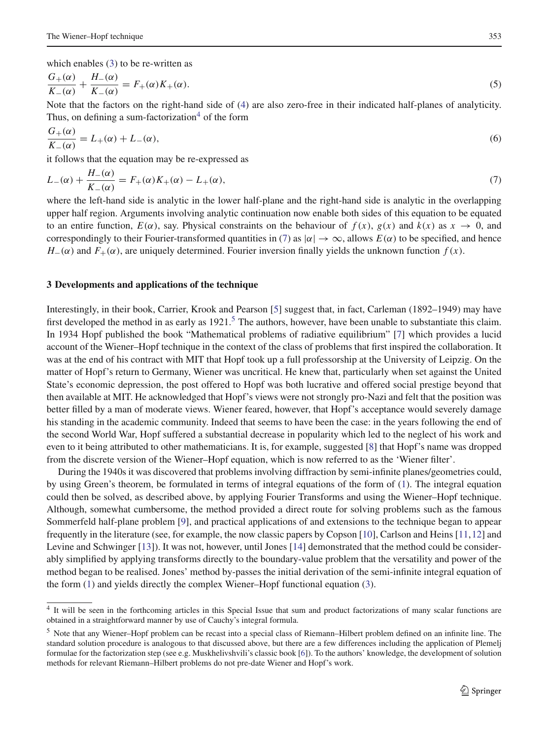which enables (3) to be re-written as

$$\frac{G_+(\alpha)}{K_-(\alpha)} + \frac{H_-(\alpha)}{K_-(\alpha)} = F_+(\alpha)K_+(\alpha). \tag{5}$$

Note that the factors on the right-hand side of (4) are also zero-free in their indicated half-planes of analyticity. Thus, on defining a sum-factorization[4] of the form

$$\frac{G_+(\alpha)}{K_-(\alpha)} = L_+(\alpha) + L_-(\alpha), \tag{6}$$

it follows that the equation may be re-expressed as

$$L_-(\alpha) + \frac{H_-(\alpha)}{K_-(\alpha)} = F_+(\alpha)K_+(\alpha) - L_+(\alpha), \tag{7}$$

where the left-hand side is analytic in the lower half-plane and the right-hand side is analytic in the overlapping upper half region. Arguments involving analytic continuation now enable both sides of this equation to be equated to an entire function, $E(\alpha)$, say. Physical constraints on the behaviour of $f(x)$, $g(x)$ and $k(x)$ as $x \to 0$, and correspondingly to their Fourier-transformed quantities in (7) as $|\alpha| \to \infty$, allows $E(\alpha)$ to be specified, and hence $H_-(\alpha)$ and $F_+(\alpha)$, are uniquely determined. Fourier inversion finally yields the unknown function $f(x)$.

## 3 Developments and applications of the technique

Interestingly, in their book, Carrier, Krook and Pearson [5] suggest that, in fact, Carleman (1892–1949) may have first developed the method in as early as 1921.[5] The authors, however, have been unable to substantiate this claim. In 1934 Hopf published the book "Mathematical problems of radiative equilibrium" [7] which provides a lucid account of the Wiener–Hopf technique in the context of the class of problems that first inspired the collaboration. It was at the end of his contract with MIT that Hopf took up a full professorship at the University of Leipzig. On the matter of Hopf's return to Germany, Wiener was uncritical. He knew that, particularly when set against the United State's economic depression, the post offered to Hopf was both lucrative and offered social prestige beyond that then available at MIT. He acknowledged that Hopf's views were not strongly pro-Nazi and felt that the position was better filled by a man of moderate views. Wiener feared, however, that Hopf's acceptance would severely damage his standing in the academic community. Indeed that seems to have been the case: in the years following the end of the second World War, Hopf suffered a substantial decrease in popularity which led to the neglect of his work and even to it being attributed to other mathematicians. It is, for example, suggested [8] that Hopf's name was dropped from the discrete version of the Wiener–Hopf equation, which is now referred to as the 'Wiener filter'.

During the 1940s it was discovered that problems involving diffraction by semi-infinite planes/geometries could, by using Green's theorem, be formulated in terms of integral equations of the form of (1). The integral equation could then be solved, as described above, by applying Fourier Transforms and using the Wiener–Hopf technique. Although, somewhat cumbersome, the method provided a direct route for solving problems such as the famous Sommerfeld half-plane problem [9], and practical applications of and extensions to the technique began to appear frequently in the literature (see, for example, the now classic papers by Copson [10], Carlson and Heins [11,12] and Levine and Schwinger [13]). It was not, however, until Jones [14] demonstrated that the method could be considerably simplified by applying transforms directly to the boundary-value problem that the versatility and power of the method began to be realised. Jones' method by-passes the initial derivation of the semi-infinite integral equation of the form (1) and yields directly the complex Wiener–Hopf functional equation (3).

[4] It will be seen in the forthcoming articles in this Special Issue that sum and product factorizations of many scalar functions are obtained in a straightforward manner by use of Cauchy's integral formula.

[5] Note that any Wiener–Hopf problem can be recast into a special class of Riemann–Hilbert problem defined on an infinite line. The standard solution procedure is analogous to that discussed above, but there are a few differences including the application of Plemelj formulae for the factorization step (see e.g. Muskhelivshvili's classic book [6]). To the authors' knowledge, the development of solution methods for relevant Riemann–Hilbert problems do not pre-date Wiener and Hopf's work.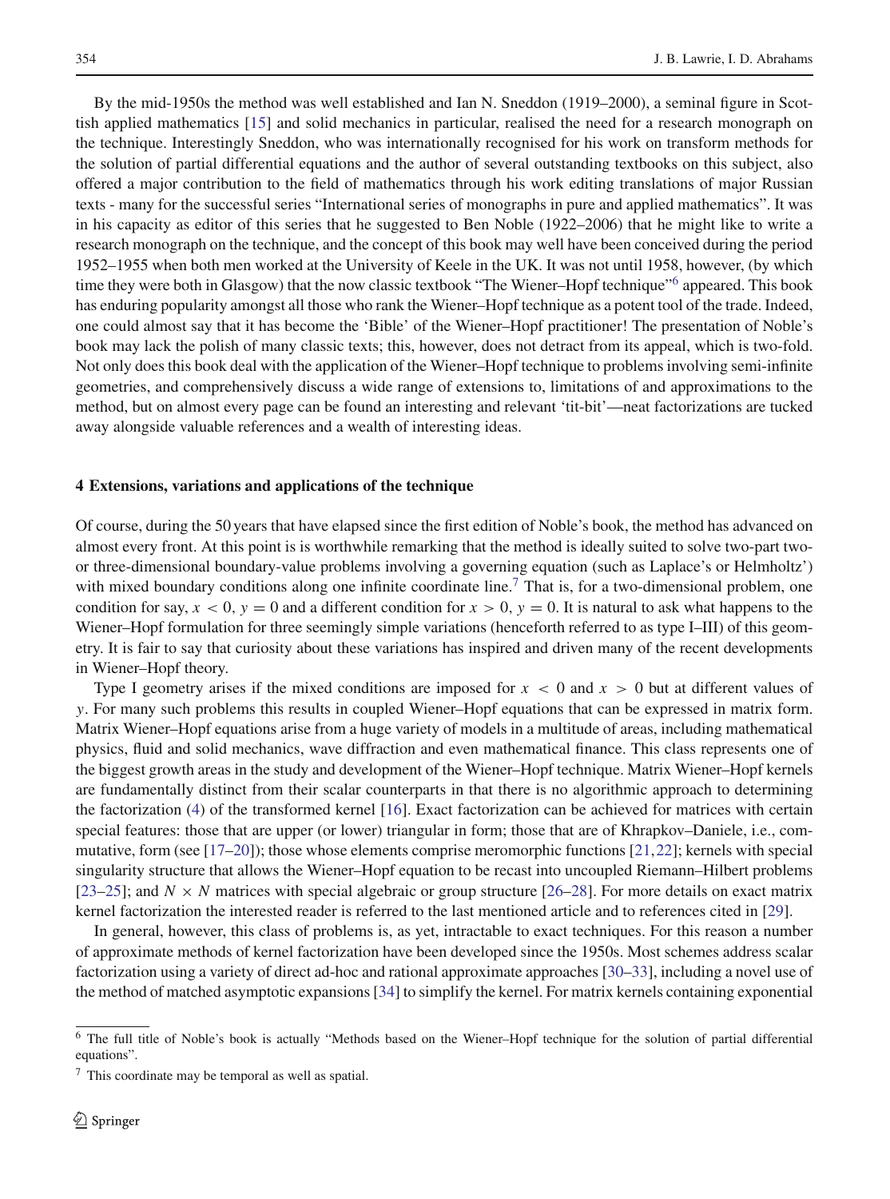By the mid-1950s the method was well established and Ian N. Sneddon (1919–2000), a seminal figure in Scottish applied mathematics [15] and solid mechanics in particular, realised the need for a research monograph on the technique. Interestingly Sneddon, who was internationally recognised for his work on transform methods for the solution of partial differential equations and the author of several outstanding textbooks on this subject, also offered a major contribution to the field of mathematics through his work editing translations of major Russian texts - many for the successful series "International series of monographs in pure and applied mathematics". It was in his capacity as editor of this series that he suggested to Ben Noble (1922–2006) that he might like to write a research monograph on the technique, and the concept of this book may well have been conceived during the period 1952–1955 when both men worked at the University of Keele in the UK. It was not until 1958, however, (by which time they were both in Glasgow) that the now classic textbook "The Wiener–Hopf technique"[6] appeared. This book has enduring popularity amongst all those who rank the Wiener–Hopf technique as a potent tool of the trade. Indeed, one could almost say that it has become the 'Bible' of the Wiener–Hopf practitioner! The presentation of Noble's book may lack the polish of many classic texts; this, however, does not detract from its appeal, which is two-fold. Not only does this book deal with the application of the Wiener–Hopf technique to problems involving semi-infinite geometries, and comprehensively discuss a wide range of extensions to, limitations of and approximations to the method, but on almost every page can be found an interesting and relevant 'tit-bit'—neat factorizations are tucked away alongside valuable references and a wealth of interesting ideas.

## 4 Extensions, variations and applications of the technique

Of course, during the 50 years that have elapsed since the first edition of Noble's book, the method has advanced on almost every front. At this point is is worthwhile remarking that the method is ideally suited to solve two-part two- or three-dimensional boundary-value problems involving a governing equation (such as Laplace's or Helmholtz') with mixed boundary conditions along one infinite coordinate line.[7] That is, for a two-dimensional problem, one condition for say, $x < 0$, $y = 0$ and a different condition for $x > 0$, $y = 0$. It is natural to ask what happens to the Wiener–Hopf formulation for three seemingly simple variations (henceforth referred to as type I–III) of this geometry. It is fair to say that curiosity about these variations has inspired and driven many of the recent developments in Wiener–Hopf theory.

Type I geometry arises if the mixed conditions are imposed for $x < 0$ and $x > 0$ but at different values of $y$. For many such problems this results in coupled Wiener–Hopf equations that can be expressed in matrix form. Matrix Wiener–Hopf equations arise from a huge variety of models in a multitude of areas, including mathematical physics, fluid and solid mechanics, wave diffraction and even mathematical finance. This class represents one of the biggest growth areas in the study and development of the Wiener–Hopf technique. Matrix Wiener–Hopf kernels are fundamentally distinct from their scalar counterparts in that there is no algorithmic approach to determining the factorization (4) of the transformed kernel [16]. Exact factorization can be achieved for matrices with certain special features: those that are upper (or lower) triangular in form; those that are of Khrapkov–Daniele, i.e., commutative, form (see [17–20]); those whose elements comprise meromorphic functions [21,22]; kernels with special singularity structure that allows the Wiener–Hopf equation to be recast into uncoupled Riemann–Hilbert problems [23–25]; and $N \times N$ matrices with special algebraic or group structure [26–28]. For more details on exact matrix kernel factorization the interested reader is referred to the last mentioned article and to references cited in [29].

In general, however, this class of problems is, as yet, intractable to exact techniques. For this reason a number of approximate methods of kernel factorization have been developed since the 1950s. Most schemes address scalar factorization using a variety of direct ad-hoc and rational approximate approaches [30–33], including a novel use of the method of matched asymptotic expansions [34] to simplify the kernel. For matrix kernels containing exponential

[6] The full title of Noble's book is actually "Methods based on the Wiener–Hopf technique for the solution of partial differential equations".

[7] This coordinate may be temporal as well as spatial.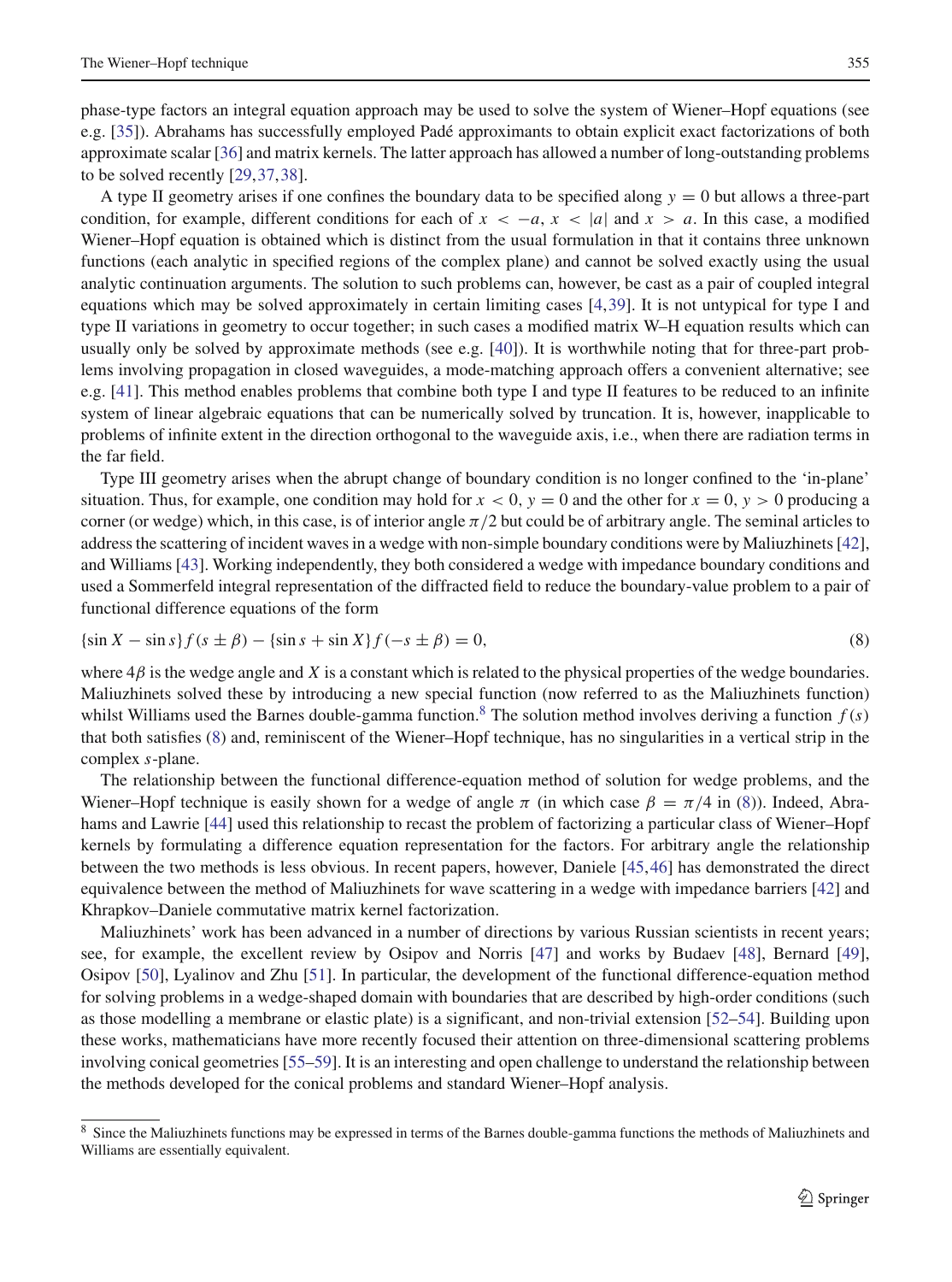phase-type factors an integral equation approach may be used to solve the system of Wiener–Hopf equations (see e.g. [35]). Abrahams has successfully employed Padé approximants to obtain explicit exact factorizations of both approximate scalar [36] and matrix kernels. The latter approach has allowed a number of long-outstanding problems to be solved recently [29,37,38].

A type II geometry arises if one confines the boundary data to be specified along $y = 0$ but allows a three-part condition, for example, different conditions for each of $x < -a$, $x < |a|$ and $x > a$. In this case, a modified Wiener–Hopf equation is obtained which is distinct from the usual formulation in that it contains three unknown functions (each analytic in specified regions of the complex plane) and cannot be solved exactly using the usual analytic continuation arguments. The solution to such problems can, however, be cast as a pair of coupled integral equations which may be solved approximately in certain limiting cases [4,39]. It is not untypical for type I and type II variations in geometry to occur together; in such cases a modified matrix W–H equation results which can usually only be solved by approximate methods (see e.g. [40]). It is worthwhile noting that for three-part problems involving propagation in closed waveguides, a mode-matching approach offers a convenient alternative; see e.g. [41]. This method enables problems that combine both type I and type II features to be reduced to an infinite system of linear algebraic equations that can be numerically solved by truncation. It is, however, inapplicable to problems of infinite extent in the direction orthogonal to the waveguide axis, i.e., when there are radiation terms in the far field.

Type III geometry arises when the abrupt change of boundary condition is no longer confined to the 'in-plane' situation. Thus, for example, one condition may hold for $x < 0$, $y = 0$ and the other for $x = 0$, $y > 0$ producing a corner (or wedge) which, in this case, is of interior angle $\pi/2$ but could be of arbitrary angle. The seminal articles to address the scattering of incident waves in a wedge with non-simple boundary conditions were by Maliuzhinets [42], and Williams [43]. Working independently, they both considered a wedge with impedance boundary conditions and used a Sommerfeld integral representation of the diffracted field to reduce the boundary-value problem to a pair of functional difference equations of the form

$$\{\sin X - \sin s\} f(s \pm \beta) - \{\sin s + \sin X\} f(-s \pm \beta) = 0, \tag{8}$$

where $4\beta$ is the wedge angle and $X$ is a constant which is related to the physical properties of the wedge boundaries. Maliuzhinets solved these by introducing a new special function (now referred to as the Maliuzhinets function) whilst Williams used the Barnes double-gamma function.[8] The solution method involves deriving a function $f(s)$ that both satisfies (8) and, reminiscent of the Wiener–Hopf technique, has no singularities in a vertical strip in the complex $s$-plane.

The relationship between the functional difference-equation method of solution for wedge problems, and the Wiener–Hopf technique is easily shown for a wedge of angle $\pi$ (in which case $\beta = \pi/4$ in (8)). Indeed, Abrahams and Lawrie [44] used this relationship to recast the problem of factorizing a particular class of Wiener–Hopf kernels by formulating a difference equation representation for the factors. For arbitrary angle the relationship between the two methods is less obvious. In recent papers, however, Daniele [45,46] has demonstrated the direct equivalence between the method of Maliuzhinets for wave scattering in a wedge with impedance barriers [42] and Khrapkov–Daniele commutative matrix kernel factorization.

Maliuzhinets' work has been advanced in a number of directions by various Russian scientists in recent years; see, for example, the excellent review by Osipov and Norris [47] and works by Budaev [48], Bernard [49], Osipov [50], Lyalinov and Zhu [51]. In particular, the development of the functional difference-equation method for solving problems in a wedge-shaped domain with boundaries that are described by high-order conditions (such as those modelling a membrane or elastic plate) is a significant, and non-trivial extension [52–54]. Building upon these works, mathematicians have more recently focused their attention on three-dimensional scattering problems involving conical geometries [55–59]. It is an interesting and open challenge to understand the relationship between the methods developed for the conical problems and standard Wiener–Hopf analysis.

[8] Since the Maliuzhinets functions may be expressed in terms of the Barnes double-gamma functions the methods of Maliuzhinets and Williams are essentially equivalent.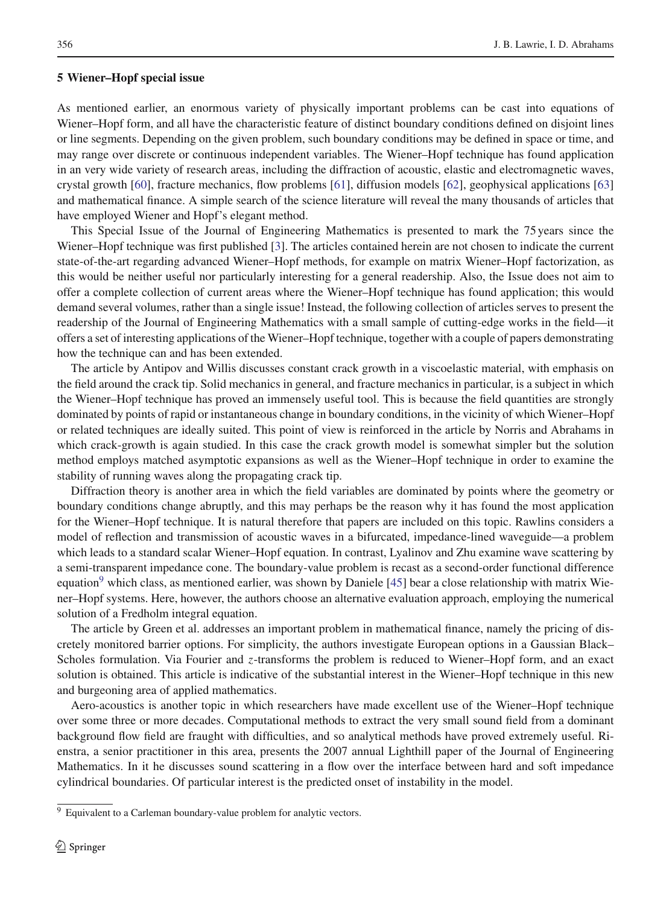## 5 Wiener–Hopf special issue

As mentioned earlier, an enormous variety of physically important problems can be cast into equations of Wiener–Hopf form, and all have the characteristic feature of distinct boundary conditions defined on disjoint lines or line segments. Depending on the given problem, such boundary conditions may be defined in space or time, and may range over discrete or continuous independent variables. The Wiener–Hopf technique has found application in an very wide variety of research areas, including the diffraction of acoustic, elastic and electromagnetic waves, crystal growth [60], fracture mechanics, flow problems [61], diffusion models [62], geophysical applications [63] and mathematical finance. A simple search of the science literature will reveal the many thousands of articles that have employed Wiener and Hopf's elegant method.

This Special Issue of the Journal of Engineering Mathematics is presented to mark the 75 years since the Wiener–Hopf technique was first published [3]. The articles contained herein are not chosen to indicate the current state-of-the-art regarding advanced Wiener–Hopf methods, for example on matrix Wiener–Hopf factorization, as this would be neither useful nor particularly interesting for a general readership. Also, the Issue does not aim to offer a complete collection of current areas where the Wiener–Hopf technique has found application; this would demand several volumes, rather than a single issue! Instead, the following collection of articles serves to present the readership of the Journal of Engineering Mathematics with a small sample of cutting-edge works in the field—it offers a set of interesting applications of the Wiener–Hopf technique, together with a couple of papers demonstrating how the technique can and has been extended.

The article by Antipov and Willis discusses constant crack growth in a viscoelastic material, with emphasis on the field around the crack tip. Solid mechanics in general, and fracture mechanics in particular, is a subject in which the Wiener–Hopf technique has proved an immensely useful tool. This is because the field quantities are strongly dominated by points of rapid or instantaneous change in boundary conditions, in the vicinity of which Wiener–Hopf or related techniques are ideally suited. This point of view is reinforced in the article by Norris and Abrahams in which crack-growth is again studied. In this case the crack growth model is somewhat simpler but the solution method employs matched asymptotic expansions as well as the Wiener–Hopf technique in order to examine the stability of running waves along the propagating crack tip.

Diffraction theory is another area in which the field variables are dominated by points where the geometry or boundary conditions change abruptly, and this may perhaps be the reason why it has found the most application for the Wiener–Hopf technique. It is natural therefore that papers are included on this topic. Rawlins considers a model of reflection and transmission of acoustic waves in a bifurcated, impedance-lined waveguide—a problem which leads to a standard scalar Wiener–Hopf equation. In contrast, Lyalinov and Zhu examine wave scattering by a semi-transparent impedance cone. The boundary-value problem is recast as a second-order functional difference equation[9] which class, as mentioned earlier, was shown by Daniele [45] bear a close relationship with matrix Wiener–Hopf systems. Here, however, the authors choose an alternative evaluation approach, employing the numerical solution of a Fredholm integral equation.

The article by Green et al. addresses an important problem in mathematical finance, namely the pricing of discretely monitored barrier options. For simplicity, the authors investigate European options in a Gaussian Black–Scholes formulation. Via Fourier and $z$-transforms the problem is reduced to Wiener–Hopf form, and an exact solution is obtained. This article is indicative of the substantial interest in the Wiener–Hopf technique in this new and burgeoning area of applied mathematics.

Aero-acoustics is another topic in which researchers have made excellent use of the Wiener–Hopf technique over some three or more decades. Computational methods to extract the very small sound field from a dominant background flow field are fraught with difficulties, and so analytical methods have proved extremely useful. Rienstra, a senior practitioner in this area, presents the 2007 annual Lighthill paper of the Journal of Engineering Mathematics. In it he discusses sound scattering in a flow over the interface between hard and soft impedance cylindrical boundaries. Of particular interest is the predicted onset of instability in the model.

[9] Equivalent to a Carleman boundary-value problem for analytic vectors.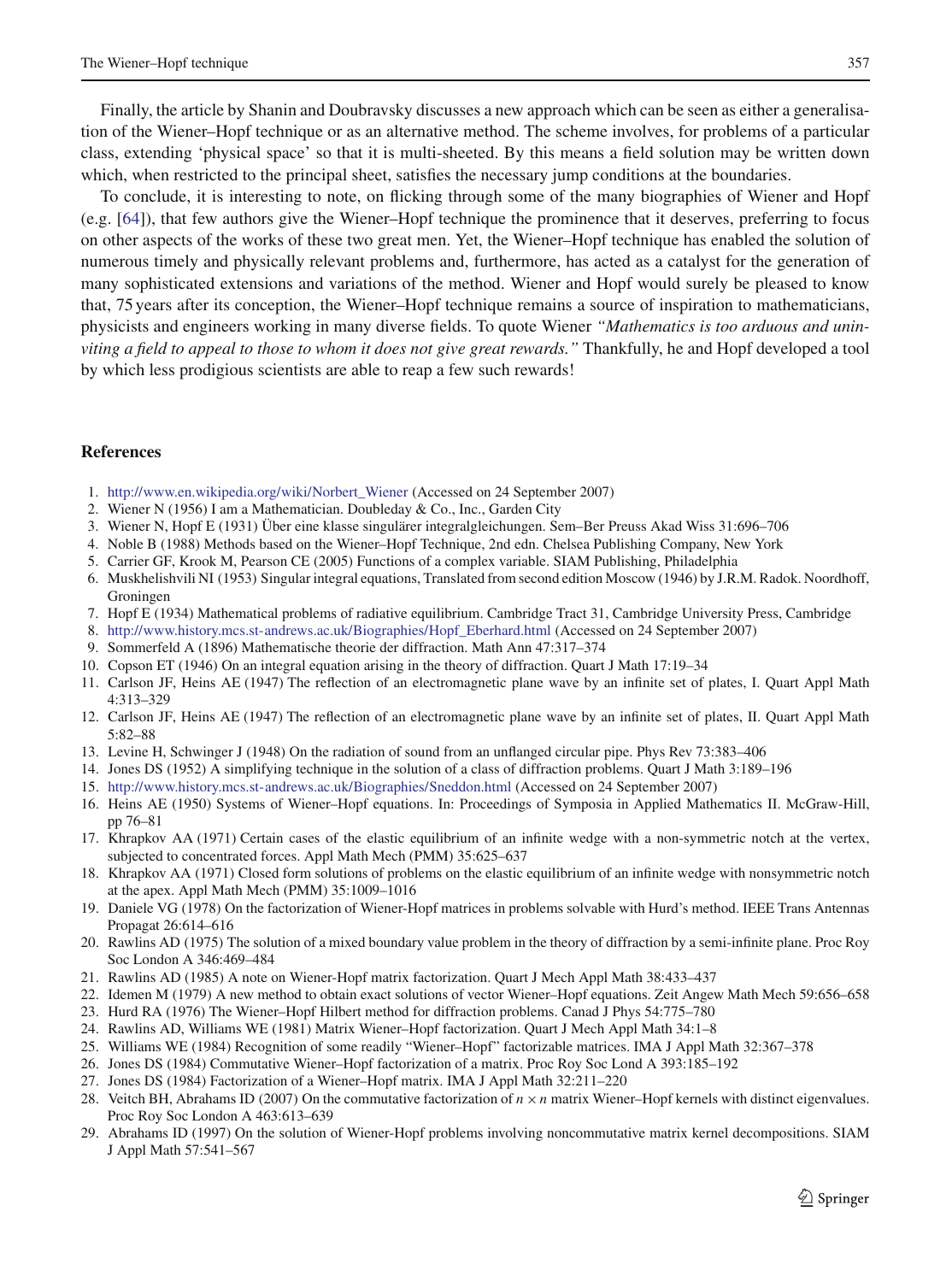Finally, the article by Shanin and Doubravsky discusses a new approach which can be seen as either a generalisation of the Wiener–Hopf technique or as an alternative method. The scheme involves, for problems of a particular class, extending 'physical space' so that it is multi-sheeted. By this means a field solution may be written down which, when restricted to the principal sheet, satisfies the necessary jump conditions at the boundaries.

To conclude, it is interesting to note, on flicking through some of the many biographies of Wiener and Hopf (e.g. [64]), that few authors give the Wiener–Hopf technique the prominence that it deserves, preferring to focus on other aspects of the works of these two great men. Yet, the Wiener–Hopf technique has enabled the solution of numerous timely and physically relevant problems and, furthermore, has acted as a catalyst for the generation of many sophisticated extensions and variations of the method. Wiener and Hopf would surely be pleased to know that, 75 years after its conception, the Wiener–Hopf technique remains a source of inspiration to mathematicians, physicists and engineers working in many diverse fields. To quote Wiener *"Mathematics is too arduous and uninviting a field to appeal to those to whom it does not give great rewards."* Thankfully, he and Hopf developed a tool by which less prodigious scientists are able to reap a few such rewards!

## References

1. http://www.en.wikipedia.org/wiki/Norbert_Wiener (Accessed on 24 September 2007)
2. Wiener N (1956) I am a Mathematician. Doubleday & Co., Inc., Garden City
3. Wiener N, Hopf E (1931) Über eine klasse singulärer integralgleichungen. Sem–Ber Preuss Akad Wiss 31:696–706
4. Noble B (1988) Methods based on the Wiener–Hopf Technique, 2nd edn. Chelsea Publishing Company, New York
5. Carrier GF, Krook M, Pearson CE (2005) Functions of a complex variable. SIAM Publishing, Philadelphia
6. Muskhelishvili NI (1953) Singular integral equations, Translated from second edition Moscow (1946) by J.R.M. Radok. Noordhoff, Groningen
7. Hopf E (1934) Mathematical problems of radiative equilibrium. Cambridge Tract 31, Cambridge University Press, Cambridge
8. http://www.history.mcs.st-andrews.ac.uk/Biographies/Hopf_Eberhard.html (Accessed on 24 September 2007)
9. Sommerfeld A (1896) Mathematische theorie der diffraction. Math Ann 47:317–374
10. Copson ET (1946) On an integral equation arising in the theory of diffraction. Quart J Math 17:19–34
11. Carlson JF, Heins AE (1947) The reflection of an electromagnetic plane wave by an infinite set of plates, I. Quart Appl Math 4:313–329
12. Carlson JF, Heins AE (1947) The reflection of an electromagnetic plane wave by an infinite set of plates, II. Quart Appl Math 5:82–88
13. Levine H, Schwinger J (1948) On the radiation of sound from an unflanged circular pipe. Phys Rev 73:383–406
14. Jones DS (1952) A simplifying technique in the solution of a class of diffraction problems. Quart J Math 3:189–196
15. http://www.history.mcs.st-andrews.ac.uk/Biographies/Sneddon.html (Accessed on 24 September 2007)
16. Heins AE (1950) Systems of Wiener–Hopf equations. In: Proceedings of Symposia in Applied Mathematics II. McGraw-Hill, pp 76–81
17. Khrapkov AA (1971) Certain cases of the elastic equilibrium of an infinite wedge with a non-symmetric notch at the vertex, subjected to concentrated forces. Appl Math Mech (PMM) 35:625–637
18. Khrapkov AA (1971) Closed form solutions of problems on the elastic equilibrium of an infinite wedge with nonsymmetric notch at the apex. Appl Math Mech (PMM) 35:1009–1016
19. Daniele VG (1978) On the factorization of Wiener-Hopf matrices in problems solvable with Hurd's method. IEEE Trans Antennas Propagat 26:614–616
20. Rawlins AD (1975) The solution of a mixed boundary value problem in the theory of diffraction by a semi-infinite plane. Proc Roy Soc London A 346:469–484
21. Rawlins AD (1985) A note on Wiener-Hopf matrix factorization. Quart J Mech Appl Math 38:433–437
22. Idemen M (1979) A new method to obtain exact solutions of vector Wiener–Hopf equations. Zeit Angew Math Mech 59:656–658
23. Hurd RA (1976) The Wiener–Hopf Hilbert method for diffraction problems. Canad J Phys 54:775–780
24. Rawlins AD, Williams WE (1981) Matrix Wiener–Hopf factorization. Quart J Mech Appl Math 34:1–8
25. Williams WE (1984) Recognition of some readily "Wiener–Hopf" factorizable matrices. IMA J Appl Math 32:367–378
26. Jones DS (1984) Commutative Wiener–Hopf factorization of a matrix. Proc Roy Soc Lond A 393:185–192
27. Jones DS (1984) Factorization of a Wiener–Hopf matrix. IMA J Appl Math 32:211–220
28. Veitch BH, Abrahams ID (2007) On the commutative factorization of $n \times n$ matrix Wiener–Hopf kernels with distinct eigenvalues. Proc Roy Soc London A 463:613–639
29. Abrahams ID (1997) On the solution of Wiener-Hopf problems involving noncommutative matrix kernel decompositions. SIAM J Appl Math 57:541–567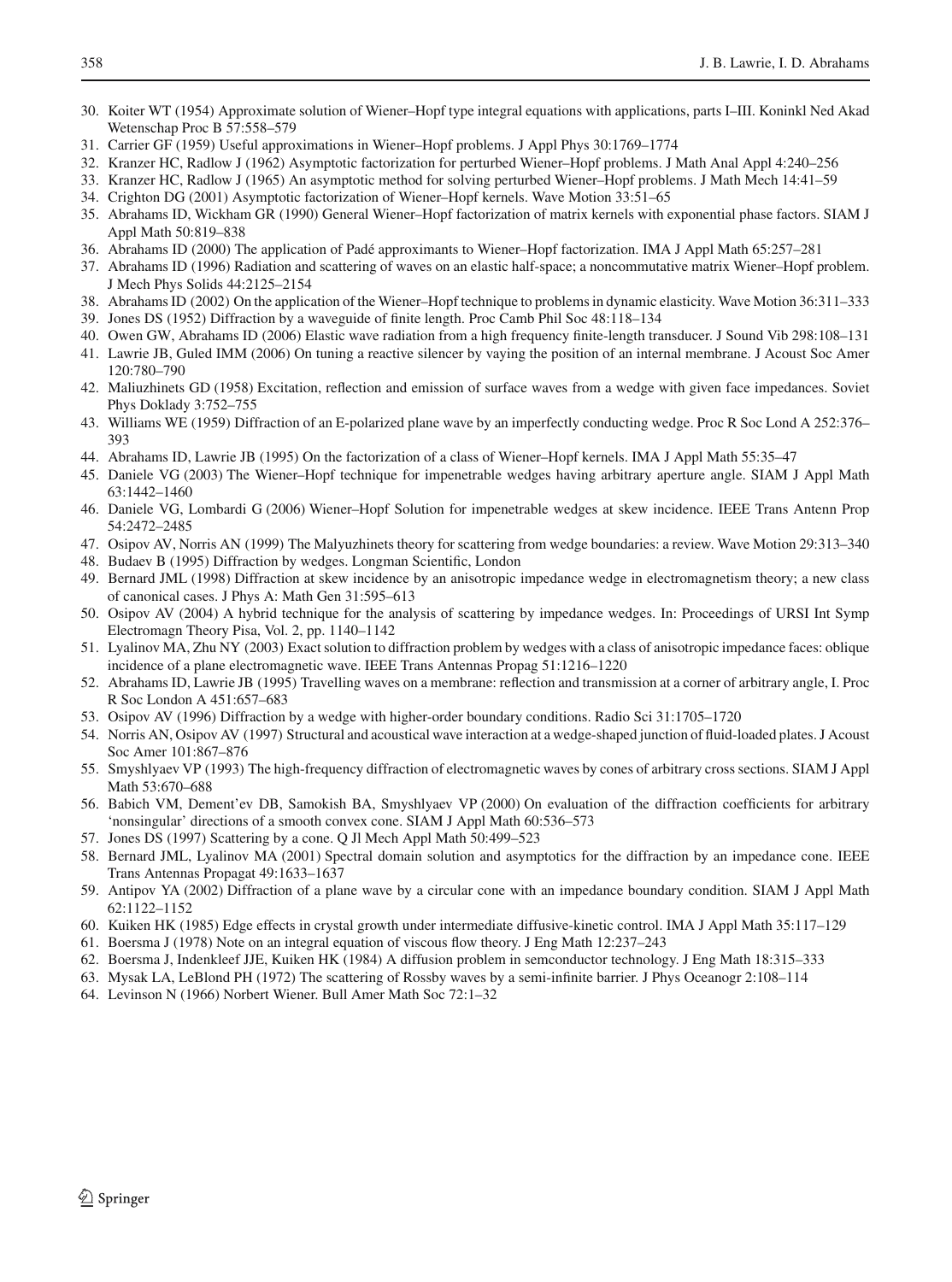30. Koiter WT (1954) Approximate solution of Wiener–Hopf type integral equations with applications, parts I–III. Koninkl Ned Akad Wetenschap Proc B 57:558–579
31. Carrier GF (1959) Useful approximations in Wiener–Hopf problems. J Appl Phys 30:1769–1774
32. Kranzer HC, Radlow J (1962) Asymptotic factorization for perturbed Wiener–Hopf problems. J Math Anal Appl 4:240–256
33. Kranzer HC, Radlow J (1965) An asymptotic method for solving perturbed Wiener–Hopf problems. J Math Mech 14:41–59
34. Crighton DG (2001) Asymptotic factorization of Wiener–Hopf kernels. Wave Motion 33:51–65
35. Abrahams ID, Wickham GR (1990) General Wiener–Hopf factorization of matrix kernels with exponential phase factors. SIAM J Appl Math 50:819–838
36. Abrahams ID (2000) The application of Padé approximants to Wiener–Hopf factorization. IMA J Appl Math 65:257–281
37. Abrahams ID (1996) Radiation and scattering of waves on an elastic half-space; a noncommutative matrix Wiener–Hopf problem. J Mech Phys Solids 44:2125–2154
38. Abrahams ID (2002) On the application of the Wiener–Hopf technique to problems in dynamic elasticity. Wave Motion 36:311–333
39. Jones DS (1952) Diffraction by a waveguide of finite length. Proc Camb Phil Soc 48:118–134
40. Owen GW, Abrahams ID (2006) Elastic wave radiation from a high frequency finite-length transducer. J Sound Vib 298:108–131
41. Lawrie JB, Guled IMM (2006) On tuning a reactive silencer by vaying the position of an internal membrane. J Acoust Soc Amer 120:780–790
42. Maliuzhinets GD (1958) Excitation, reflection and emission of surface waves from a wedge with given face impedances. Soviet Phys Doklady 3:752–755
43. Williams WE (1959) Diffraction of an E-polarized plane wave by an imperfectly conducting wedge. Proc R Soc Lond A 252:376–393
44. Abrahams ID, Lawrie JB (1995) On the factorization of a class of Wiener–Hopf kernels. IMA J Appl Math 55:35–47
45. Daniele VG (2003) The Wiener–Hopf technique for impenetrable wedges having arbitrary aperture angle. SIAM J Appl Math 63:1442–1460
46. Daniele VG, Lombardi G (2006) Wiener–Hopf Solution for impenetrable wedges at skew incidence. IEEE Trans Antenn Prop 54:2472–2485
47. Osipov AV, Norris AN (1999) The Malyuzhinets theory for scattering from wedge boundaries: a review. Wave Motion 29:313–340
48. Budaev B (1995) Diffraction by wedges. Longman Scientific, London
49. Bernard JML (1998) Diffraction at skew incidence by an anisotropic impedance wedge in electromagnetism theory; a new class of canonical cases. J Phys A: Math Gen 31:595–613
50. Osipov AV (2004) A hybrid technique for the analysis of scattering by impedance wedges. In: Proceedings of URSI Int Symp Electromagn Theory Pisa, Vol. 2, pp. 1140–1142
51. Lyalinov MA, Zhu NY (2003) Exact solution to diffraction problem by wedges with a class of anisotropic impedance faces: oblique incidence of a plane electromagnetic wave. IEEE Trans Antennas Propag 51:1216–1220
52. Abrahams ID, Lawrie JB (1995) Travelling waves on a membrane: reflection and transmission at a corner of arbitrary angle, I. Proc R Soc London A 451:657–683
53. Osipov AV (1996) Diffraction by a wedge with higher-order boundary conditions. Radio Sci 31:1705–1720
54. Norris AN, Osipov AV (1997) Structural and acoustical wave interaction at a wedge-shaped junction of fluid-loaded plates. J Acoust Soc Amer 101:867–876
55. Smyshlyaev VP (1993) The high-frequency diffraction of electromagnetic waves by cones of arbitrary cross sections. SIAM J Appl Math 53:670–688
56. Babich VM, Dement'ev DB, Samokish BA, Smyshlyaev VP (2000) On evaluation of the diffraction coefficients for arbitrary 'nonsingular' directions of a smooth convex cone. SIAM J Appl Math 60:536–573
57. Jones DS (1997) Scattering by a cone. Q Jl Mech Appl Math 50:499–523
58. Bernard JML, Lyalinov MA (2001) Spectral domain solution and asymptotics for the diffraction by an impedance cone. IEEE Trans Antennas Propagat 49:1633–1637
59. Antipov YA (2002) Diffraction of a plane wave by a circular cone with an impedance boundary condition. SIAM J Appl Math 62:1122–1152
60. Kuiken HK (1985) Edge effects in crystal growth under intermediate diffusive-kinetic control. IMA J Appl Math 35:117–129
61. Boersma J (1978) Note on an integral equation of viscous flow theory. J Eng Math 12:237–243
62. Boersma J, Indenkleef JJE, Kuiken HK (1984) A diffusion problem in semconductor technology. J Eng Math 18:315–333
63. Mysak LA, LeBlond PH (1972) The scattering of Rossby waves by a semi-infinite barrier. J Phys Oceanogr 2:108–114
64. Levinson N (1966) Norbert Wiener. Bull Amer Math Soc 72:1–32